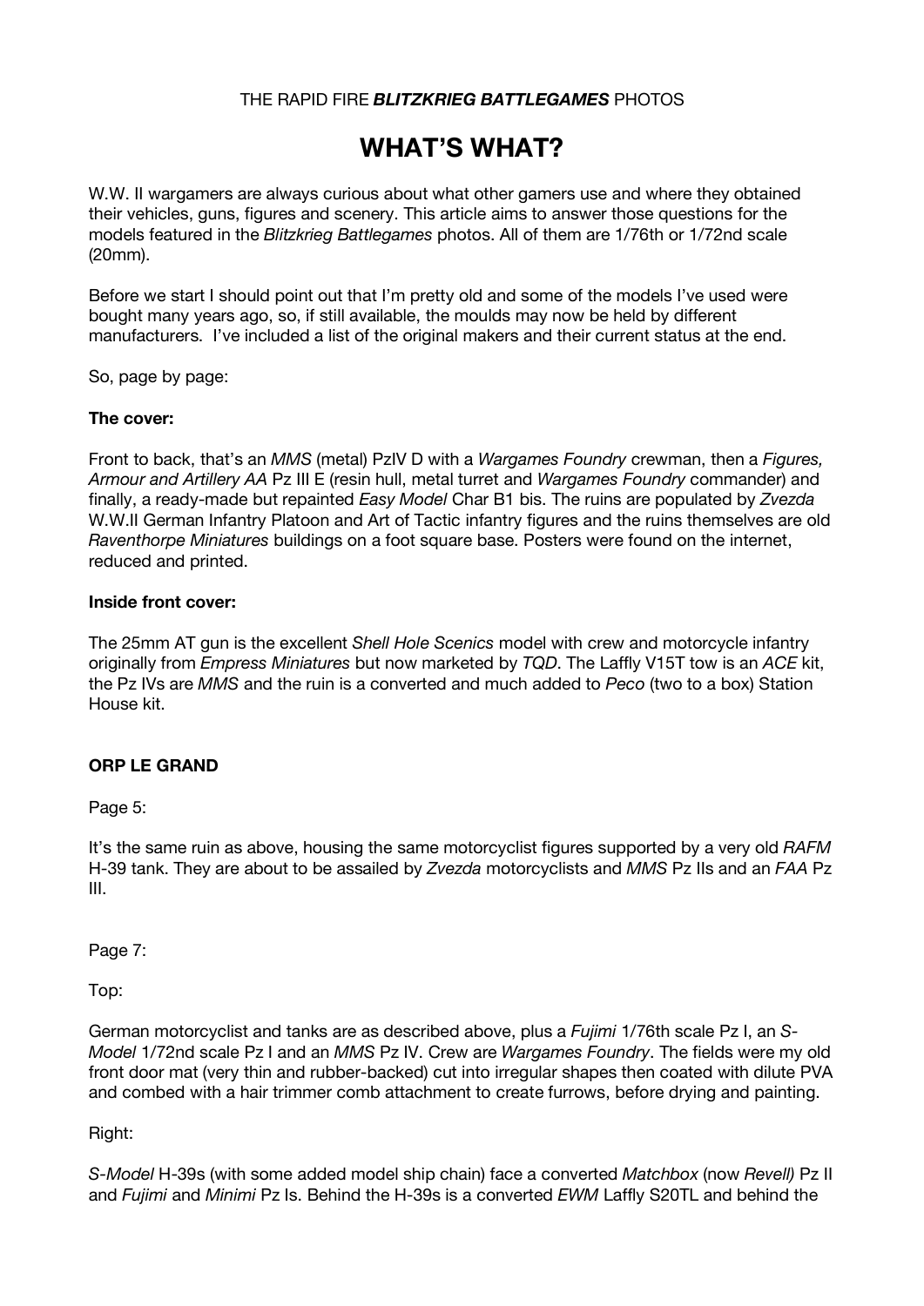THE RAPID FIRE ***BLITZKRIEG BATTLEGAMES*** PHOTOS

# WHAT'S WHAT?

W.W. II wargamers are always curious about what other gamers use and where they obtained their vehicles, guns, figures and scenery. This article aims to answer those questions for the models featured in the *Blitzkrieg Battlegames* photos. All of them are 1/76th or 1/72nd scale (20mm).

Before we start I should point out that I'm pretty old and some of the models I've used were bought many years ago, so, if still available, the moulds may now be held by different manufacturers. I've included a list of the original makers and their current status at the end.

So, page by page:

**The cover:**

Front to back, that's an *MMS* (metal) PzIV D with a *Wargames Foundry* crewman, then a *Figures, Armour and Artillery AA* Pz III E (resin hull, metal turret and *Wargames Foundry* commander) and finally, a ready-made but repainted *Easy Model* Char B1 bis. The ruins are populated by *Zvezda* W.W.II German Infantry Platoon and Art of Tactic infantry figures and the ruins themselves are old *Raventhorpe Miniatures* buildings on a foot square base. Posters were found on the internet, reduced and printed.

**Inside front cover:**

The 25mm AT gun is the excellent *Shell Hole Scenics* model with crew and motorcycle infantry originally from *Empress Miniatures* but now marketed by *TQD*. The Laffly V15T tow is an *ACE* kit, the Pz IVs are *MMS* and the ruin is a converted and much added to *Peco* (two to a box) Station House kit.

## ORP LE GRAND

Page 5:

It's the same ruin as above, housing the same motorcyclist figures supported by a very old *RAFM* H-39 tank. They are about to be assailed by *Zvezda* motorcyclists and *MMS* Pz IIs and an *FAA* Pz III.

Page 7:

Top:

German motorcyclist and tanks are as described above, plus a *Fujimi* 1/76th scale Pz I, an *S-Model* 1/72nd scale Pz I and an *MMS* Pz IV. Crew are *Wargames Foundry*. The fields were my old front door mat (very thin and rubber-backed) cut into irregular shapes then coated with dilute PVA and combed with a hair trimmer comb attachment to create furrows, before drying and painting.

Right:

*S-Model* H-39s (with some added model ship chain) face a converted *Matchbox* (now *Revell)* Pz II and *Fujimi* and *Minimi* Pz Is. Behind the H-39s is a converted *EWM* Laffly S20TL and behind the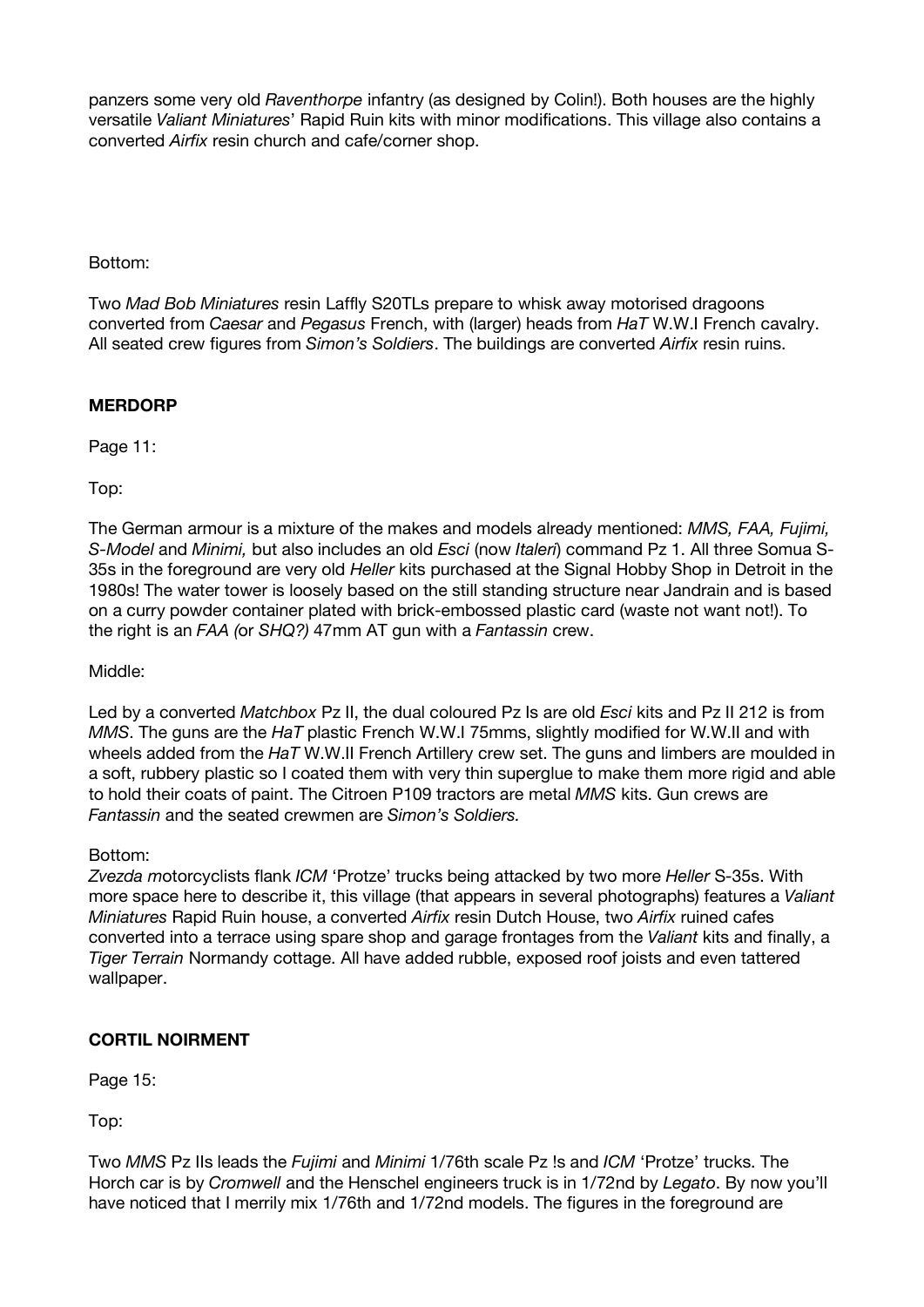panzers some very old *Raventhorpe* infantry (as designed by Colin!). Both houses are the highly versatile *Valiant Miniatures*' Rapid Ruin kits with minor modifications. This village also contains a converted *Airfix* resin church and cafe/corner shop.

Bottom:

Two *Mad Bob Miniatures* resin Laffly S20TLs prepare to whisk away motorised dragoons converted from *Caesar* and *Pegasus* French, with (larger) heads from *HaT* W.W.I French cavalry. All seated crew figures from *Simon's Soldiers*. The buildings are converted *Airfix* resin ruins.

**MERDORP**

Page 11:

Top:

The German armour is a mixture of the makes and models already mentioned: *MMS, FAA, Fujimi, S-Model* and *Minimi,* but also includes an old *Esci* (now *Italeri*) command Pz 1. All three Somua S-35s in the foreground are very old *Heller* kits purchased at the Signal Hobby Shop in Detroit in the 1980s! The water tower is loosely based on the still standing structure near Jandrain and is based on a curry powder container plated with brick-embossed plastic card (waste not want not!). To the right is an *FAA (*or *SHQ?)* 47mm AT gun with a *Fantassin* crew.

Middle:

Led by a converted *Matchbox* Pz II, the dual coloured Pz Is are old *Esci* kits and Pz II 212 is from *MMS*. The guns are the *HaT* plastic French W.W.I 75mms, slightly modified for W.W.II and with wheels added from the *HaT* W.W.II French Artillery crew set. The guns and limbers are moulded in a soft, rubbery plastic so I coated them with very thin superglue to make them more rigid and able to hold their coats of paint. The Citroen P109 tractors are metal *MMS* kits. Gun crews are *Fantassin* and the seated crewmen are *Simon's Soldiers.*

Bottom:

*Zvezda m*otorcyclists flank *ICM* 'Protze' trucks being attacked by two more *Heller* S-35s. With more space here to describe it, this village (that appears in several photographs) features a *Valiant Miniatures* Rapid Ruin house, a converted *Airfix* resin Dutch House, two *Airfix* ruined cafes converted into a terrace using spare shop and garage frontages from the *Valiant* kits and finally, a *Tiger Terrain* Normandy cottage. All have added rubble, exposed roof joists and even tattered wallpaper.

**CORTIL NOIRMENT**

Page 15:

Top:

Two *MMS* Pz IIs leads the *Fujimi* and *Minimi* 1/76th scale Pz !s and *ICM* 'Protze' trucks. The Horch car is by *Cromwell* and the Henschel engineers truck is in 1/72nd by *Legato*. By now you'll have noticed that I merrily mix 1/76th and 1/72nd models. The figures in the foreground are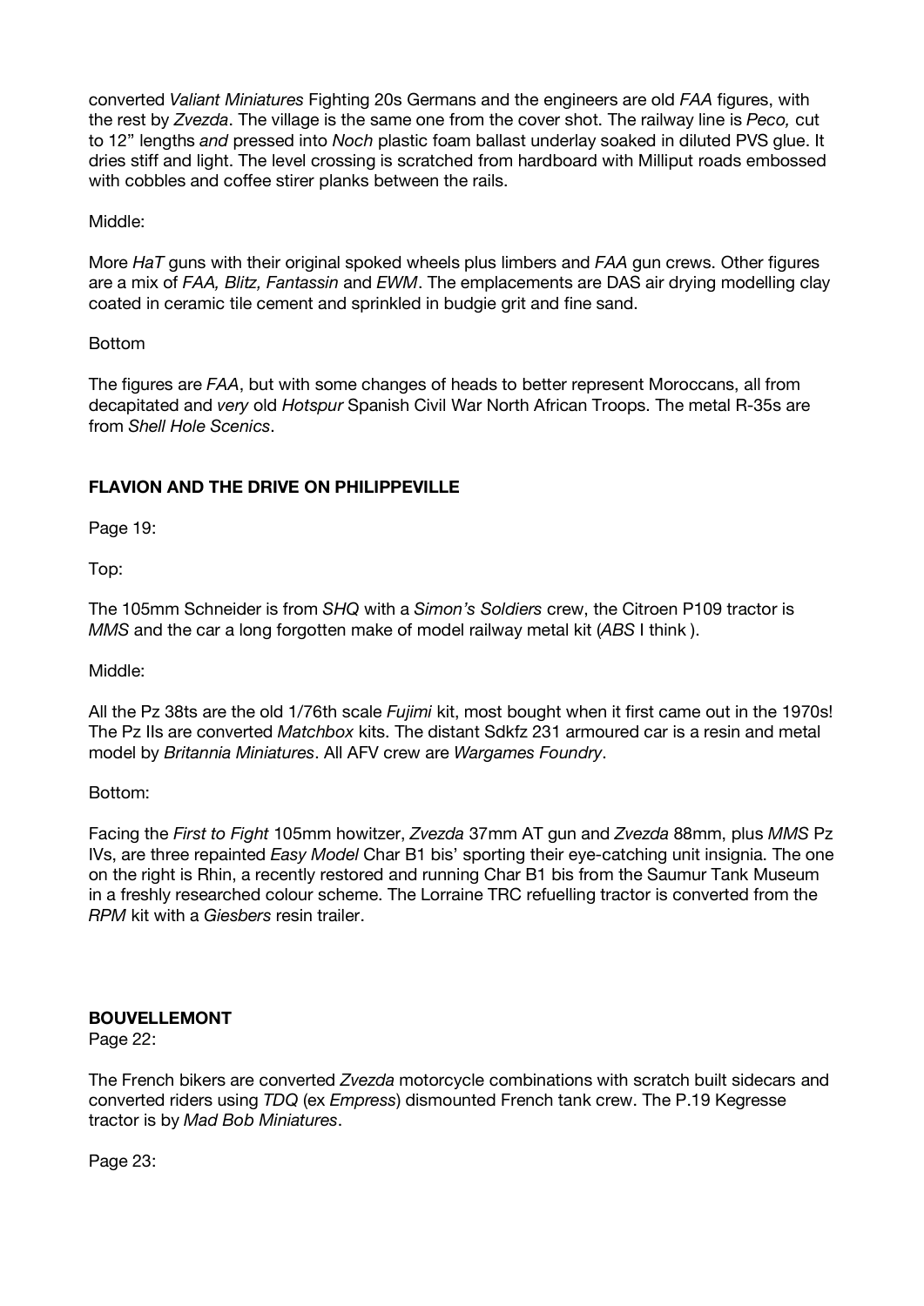converted *Valiant Miniatures* Fighting 20s Germans and the engineers are old *FAA* figures, with the rest by *Zvezda*. The village is the same one from the cover shot. The railway line is *Peco,* cut to 12" lengths *and* pressed into *Noch* plastic foam ballast underlay soaked in diluted PVS glue. It dries stiff and light. The level crossing is scratched from hardboard with Milliput roads embossed with cobbles and coffee stirer planks between the rails.

Middle:

More *HaT* guns with their original spoked wheels plus limbers and *FAA* gun crews. Other figures are a mix of *FAA, Blitz, Fantassin* and *EWM*. The emplacements are DAS air drying modelling clay coated in ceramic tile cement and sprinkled in budgie grit and fine sand.

Bottom

The figures are *FAA*, but with some changes of heads to better represent Moroccans, all from decapitated and *very* old *Hotspur* Spanish Civil War North African Troops. The metal R-35s are from *Shell Hole Scenics*.

**FLAVION AND THE DRIVE ON PHILIPPEVILLE**

Page 19:

Top:

The 105mm Schneider is from *SHQ* with a *Simon's Soldiers* crew, the Citroen P109 tractor is *MMS* and the car a long forgotten make of model railway metal kit (*ABS* I think ).

Middle:

All the Pz 38ts are the old 1/76th scale *Fujimi* kit, most bought when it first came out in the 1970s! The Pz IIs are converted *Matchbox* kits. The distant Sdkfz 231 armoured car is a resin and metal model by *Britannia Miniatures*. All AFV crew are *Wargames Foundry*.

Bottom:

Facing the *First to Fight* 105mm howitzer, *Zvezda* 37mm AT gun and *Zvezda* 88mm, plus *MMS* Pz IVs, are three repainted *Easy Model* Char B1 bis' sporting their eye-catching unit insignia. The one on the right is Rhin, a recently restored and running Char B1 bis from the Saumur Tank Museum in a freshly researched colour scheme. The Lorraine TRC refuelling tractor is converted from the *RPM* kit with a *Giesbers* resin trailer.

**BOUVELLEMONT**

Page 22:

The French bikers are converted *Zvezda* motorcycle combinations with scratch built sidecars and converted riders using *TDQ* (ex *Empress*) dismounted French tank crew. The P.19 Kegresse tractor is by *Mad Bob Miniatures*.

Page 23: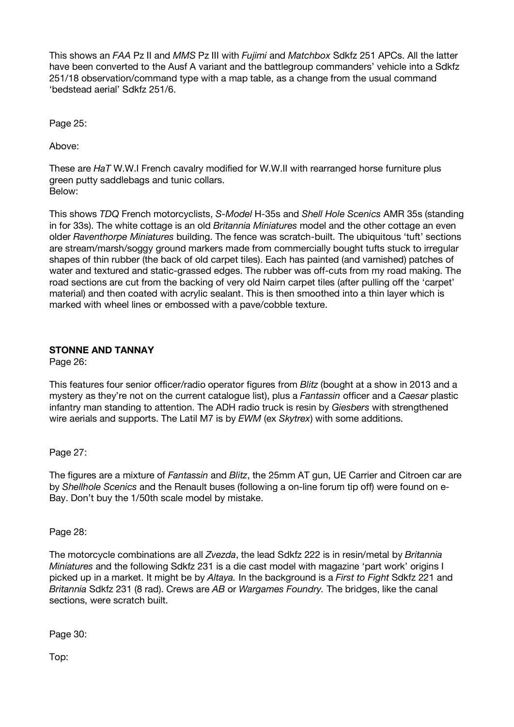This shows an *FAA* Pz II and *MMS* Pz III with *Fujimi* and *Matchbox* Sdkfz 251 APCs. All the latter have been converted to the Ausf A variant and the battlegroup commanders' vehicle into a Sdkfz 251/18 observation/command type with a map table, as a change from the usual command 'bedstead aerial' Sdkfz 251/6.

Page 25:

Above:

These are *HaT* W.W.I French cavalry modified for W.W.II with rearranged horse furniture plus green putty saddlebags and tunic collars.
Below:

This shows *TDQ* French motorcyclists, *S-Model* H-35s and *Shell Hole Scenics* AMR 35s (standing in for 33s). The white cottage is an old *Britannia Miniatures* model and the other cottage an even older *Raventhorpe Miniatures* building. The fence was scratch-built. The ubiquitous 'tuft' sections are stream/marsh/soggy ground markers made from commercially bought tufts stuck to irregular shapes of thin rubber (the back of old carpet tiles). Each has painted (and varnished) patches of water and textured and static-grassed edges. The rubber was off-cuts from my road making. The road sections are cut from the backing of very old Nairn carpet tiles (after pulling off the 'carpet' material) and then coated with acrylic sealant. This is then smoothed into a thin layer which is marked with wheel lines or embossed with a pave/cobble texture.

## STONNE AND TANNAY

Page 26:

This features four senior officer/radio operator figures from *Blitz* (bought at a show in 2013 and a mystery as they're not on the current catalogue list), plus a *Fantassin* officer and a *Caesar* plastic infantry man standing to attention. The ADH radio truck is resin by *Giesbers* with strengthened wire aerials and supports. The Latil M7 is by *EWM* (ex *Skytrex*) with some additions.

Page 27:

The figures are a mixture of *Fantassin* and *Blitz*, the 25mm AT gun, UE Carrier and Citroen car are by *Shellhole Scenics* and the Renault buses (following a on-line forum tip off) were found on e-Bay. Don't buy the 1/50th scale model by mistake.

Page 28:

The motorcycle combinations are all *Zvezda*, the lead Sdkfz 222 is in resin/metal by *Britannia Miniatures* and the following Sdkfz 231 is a die cast model with magazine 'part work' origins I picked up in a market. It might be by *Altaya.* In the background is a *First to Fight* Sdkfz 221 and *Britannia* Sdkfz 231 (8 rad). Crews are *AB* or *Wargames Foundry.* The bridges, like the canal sections, were scratch built.

Page 30:

Top: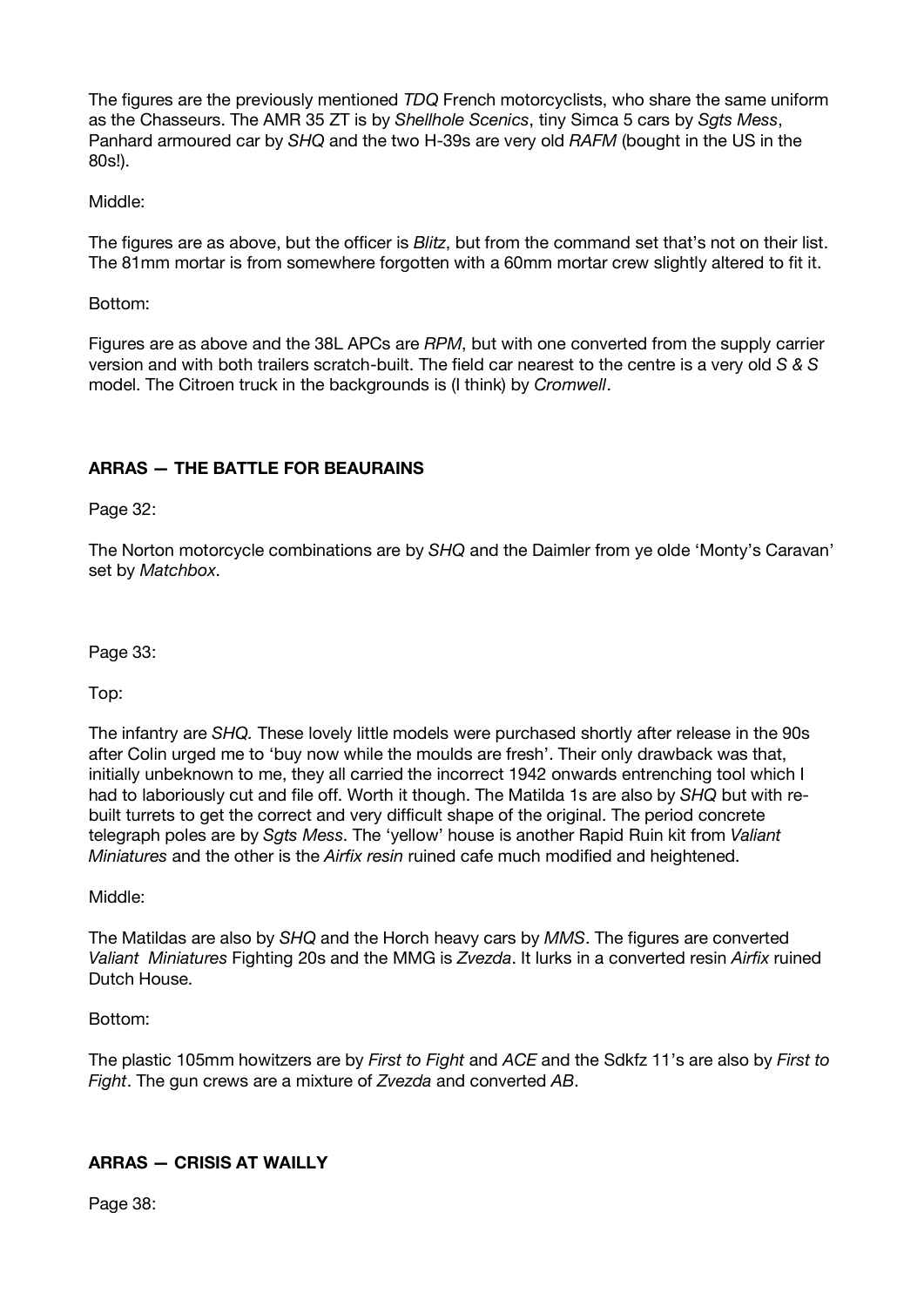The figures are the previously mentioned *TDQ* French motorcyclists, who share the same uniform as the Chasseurs. The AMR 35 ZT is by *Shellhole Scenics*, tiny Simca 5 cars by *Sgts Mess*, Panhard armoured car by *SHQ* and the two H-39s are very old *RAFM* (bought in the US in the 80s!).

Middle:

The figures are as above, but the officer is *Blitz*, but from the command set that's not on their list. The 81mm mortar is from somewhere forgotten with a 60mm mortar crew slightly altered to fit it.

Bottom:

Figures are as above and the 38L APCs are *RPM*, but with one converted from the supply carrier version and with both trailers scratch-built. The field car nearest to the centre is a very old *S & S* model. The Citroen truck in the backgrounds is (I think) by *Cromwell*.

## ARRAS — THE BATTLE FOR BEAURAINS

Page 32:

The Norton motorcycle combinations are by *SHQ* and the Daimler from ye olde 'Monty's Caravan' set by *Matchbox*.

Page 33:

Top:

The infantry are *SHQ.* These lovely little models were purchased shortly after release in the 90s after Colin urged me to 'buy now while the moulds are fresh'. Their only drawback was that, initially unbeknown to me, they all carried the incorrect 1942 onwards entrenching tool which I had to laboriously cut and file off. Worth it though. The Matilda 1s are also by *SHQ* but with re-built turrets to get the correct and very difficult shape of the original. The period concrete telegraph poles are by *Sgts Mess*. The 'yellow' house is another Rapid Ruin kit from *Valiant Miniatures* and the other is the *Airfix resin* ruined cafe much modified and heightened.

Middle:

The Matildas are also by *SHQ* and the Horch heavy cars by *MMS*. The figures are converted *Valiant Miniatures* Fighting 20s and the MMG is *Zvezda*. It lurks in a converted resin *Airfix* ruined Dutch House.

Bottom:

The plastic 105mm howitzers are by *First to Fight* and *ACE* and the Sdkfz 11's are also by *First to Fight*. The gun crews are a mixture of *Zvezda* and converted *AB*.

## ARRAS — CRISIS AT WAILLY

Page 38: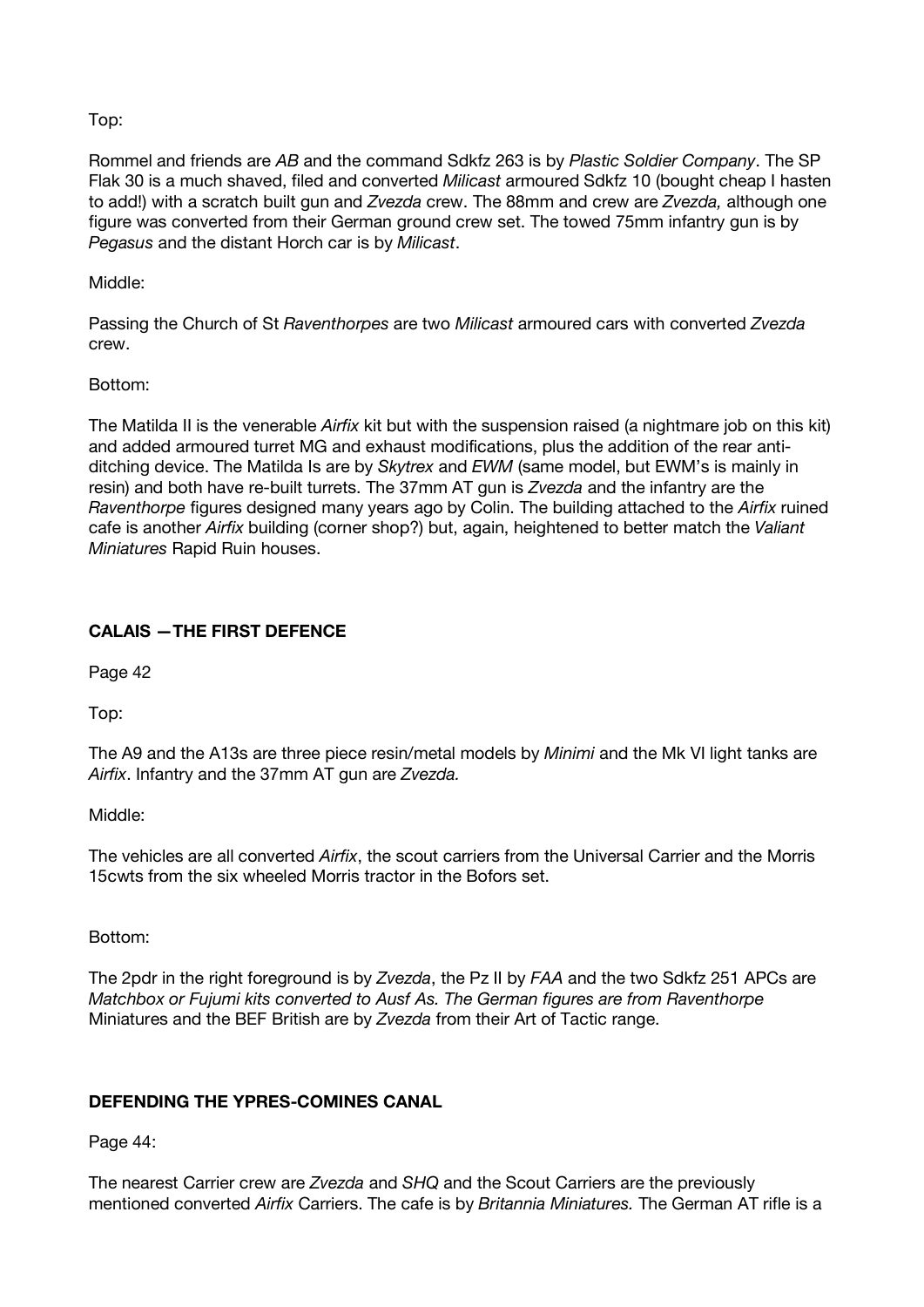Top:

Rommel and friends are *AB* and the command Sdkfz 263 is by *Plastic Soldier Company*. The SP Flak 30 is a much shaved, filed and converted *Milicast* armoured Sdkfz 10 (bought cheap I hasten to add!) with a scratch built gun and *Zvezda* crew. The 88mm and crew are *Zvezda,* although one figure was converted from their German ground crew set. The towed 75mm infantry gun is by *Pegasus* and the distant Horch car is by *Milicast*.

Middle:

Passing the Church of St *Raventhorpes* are two *Milicast* armoured cars with converted *Zvezda* crew.

Bottom:

The Matilda II is the venerable *Airfix* kit but with the suspension raised (a nightmare job on this kit) and added armoured turret MG and exhaust modifications, plus the addition of the rear anti-ditching device. The Matilda Is are by *Skytrex* and *EWM* (same model, but EWM's is mainly in resin) and both have re-built turrets. The 37mm AT gun is *Zvezda* and the infantry are the *Raventhorpe* figures designed many years ago by Colin. The building attached to the *Airfix* ruined cafe is another *Airfix* building (corner shop?) but, again, heightened to better match the *Valiant Miniatures* Rapid Ruin houses.

## CALAIS —THE FIRST DEFENCE

Page 42

Top:

The A9 and the A13s are three piece resin/metal models by *Minimi* and the Mk VI light tanks are *Airfix*. Infantry and the 37mm AT gun are *Zvezda.*

Middle:

The vehicles are all converted *Airfix*, the scout carriers from the Universal Carrier and the Morris 15cwts from the six wheeled Morris tractor in the Bofors set.

Bottom:

The 2pdr in the right foreground is by *Zvezda*, the Pz II by *FAA* and the two Sdkfz 251 APCs are *Matchbox or Fujumi kits converted to Ausf As. The German figures are from Raventhorpe* Miniatures and the BEF British are by *Zvezda* from their Art of Tactic range.

## DEFENDING THE YPRES-COMINES CANAL

Page 44:

The nearest Carrier crew are *Zvezda* and *SHQ* and the Scout Carriers are the previously mentioned converted *Airfix* Carriers. The cafe is by *Britannia Miniatures.* The German AT rifle is a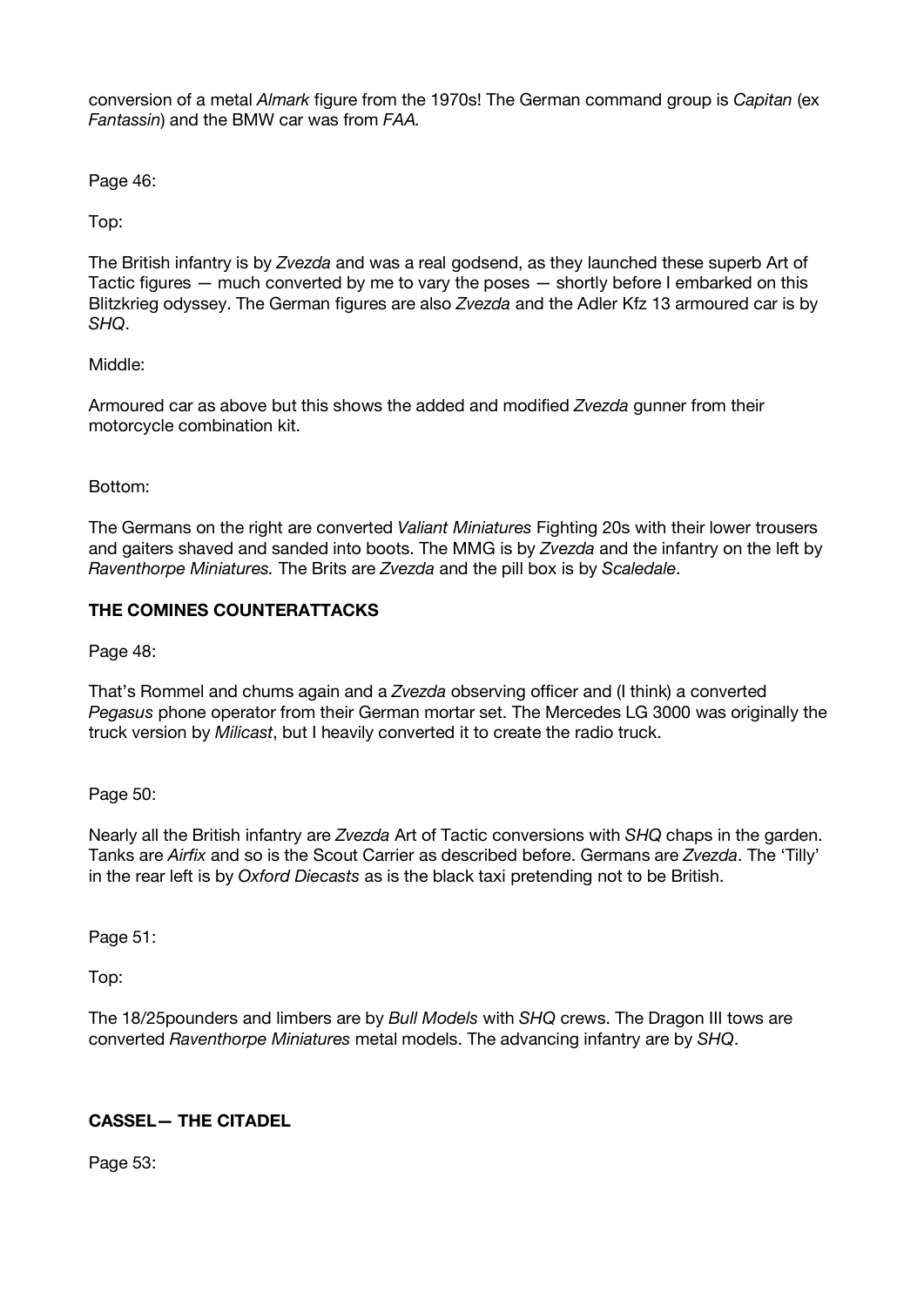conversion of a metal *Almark* figure from the 1970s! The German command group is *Capitan* (ex *Fantassin*) and the BMW car was from *FAA.*

Page 46:

Top:

The British infantry is by *Zvezda* and was a real godsend, as they launched these superb Art of Tactic figures — much converted by me to vary the poses — shortly before I embarked on this Blitzkrieg odyssey. The German figures are also *Zvezda* and the Adler Kfz 13 armoured car is by *SHQ*.

Middle:

Armoured car as above but this shows the added and modified *Zvezda* gunner from their motorcycle combination kit.

Bottom:

The Germans on the right are converted *Valiant Miniatures* Fighting 20s with their lower trousers and gaiters shaved and sanded into boots. The MMG is by *Zvezda* and the infantry on the left by *Raventhorpe Miniatures.* The Brits are *Zvezda* and the pill box is by *Scaledale*.

**THE COMINES COUNTERATTACKS**

Page 48:

That's Rommel and chums again and a *Zvezda* observing officer and (I think) a converted *Pegasus* phone operator from their German mortar set. The Mercedes LG 3000 was originally the truck version by *Milicast*, but I heavily converted it to create the radio truck.

Page 50:

Nearly all the British infantry are *Zvezda* Art of Tactic conversions with *SHQ* chaps in the garden. Tanks are *Airfix* and so is the Scout Carrier as described before. Germans are *Zvezda*. The 'Tilly' in the rear left is by *Oxford Diecasts* as is the black taxi pretending not to be British.

Page 51:

Top:

The 18/25pounders and limbers are by *Bull Models* with *SHQ* crews. The Dragon III tows are converted *Raventhorpe Miniatures* metal models. The advancing infantry are by *SHQ*.

**CASSEL— THE CITADEL**

Page 53: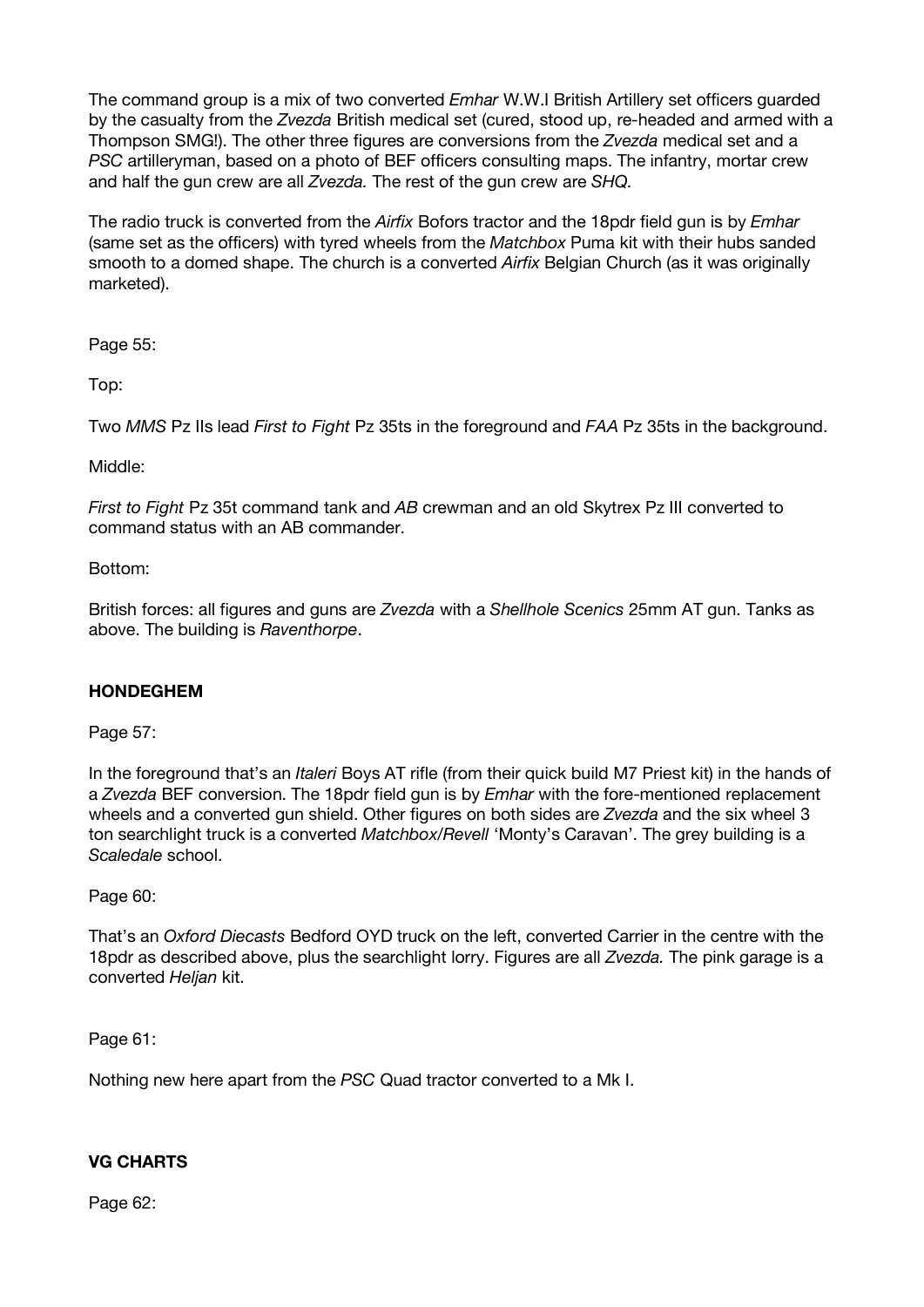The command group is a mix of two converted *Emhar* W.W.I British Artillery set officers guarded by the casualty from the *Zvezda* British medical set (cured, stood up, re-headed and armed with a Thompson SMG!). The other three figures are conversions from the *Zvezda* medical set and a *PSC* artilleryman, based on a photo of BEF officers consulting maps. The infantry, mortar crew and half the gun crew are all *Zvezda.* The rest of the gun crew are *SHQ*.

The radio truck is converted from the *Airfix* Bofors tractor and the 18pdr field gun is by *Emhar* (same set as the officers) with tyred wheels from the *Matchbox* Puma kit with their hubs sanded smooth to a domed shape. The church is a converted *Airfix* Belgian Church (as it was originally marketed).

Page 55:

Top:

Two *MMS* Pz IIs lead *First to Fight* Pz 35ts in the foreground and *FAA* Pz 35ts in the background.

Middle:

*First to Fight* Pz 35t command tank and *AB* crewman and an old Skytrex Pz III converted to command status with an AB commander.

Bottom:

British forces: all figures and guns are *Zvezda* with a *Shellhole Scenics* 25mm AT gun. Tanks as above. The building is *Raventhorpe*.

### HONDEGHEM

Page 57:

In the foreground that's an *Italeri* Boys AT rifle (from their quick build M7 Priest kit) in the hands of a *Zvezda* BEF conversion. The 18pdr field gun is by *Emhar* with the fore-mentioned replacement wheels and a converted gun shield. Other figures on both sides are *Zvezda* and the six wheel 3 ton searchlight truck is a converted *Matchbox/Revell* 'Monty's Caravan'. The grey building is a *Scaledale* school.

Page 60:

That's an *Oxford Diecasts* Bedford OYD truck on the left, converted Carrier in the centre with the 18pdr as described above, plus the searchlight lorry. Figures are all *Zvezda.* The pink garage is a converted *Heljan* kit.

Page 61:

Nothing new here apart from the *PSC* Quad tractor converted to a Mk I.

### VG CHARTS

Page 62: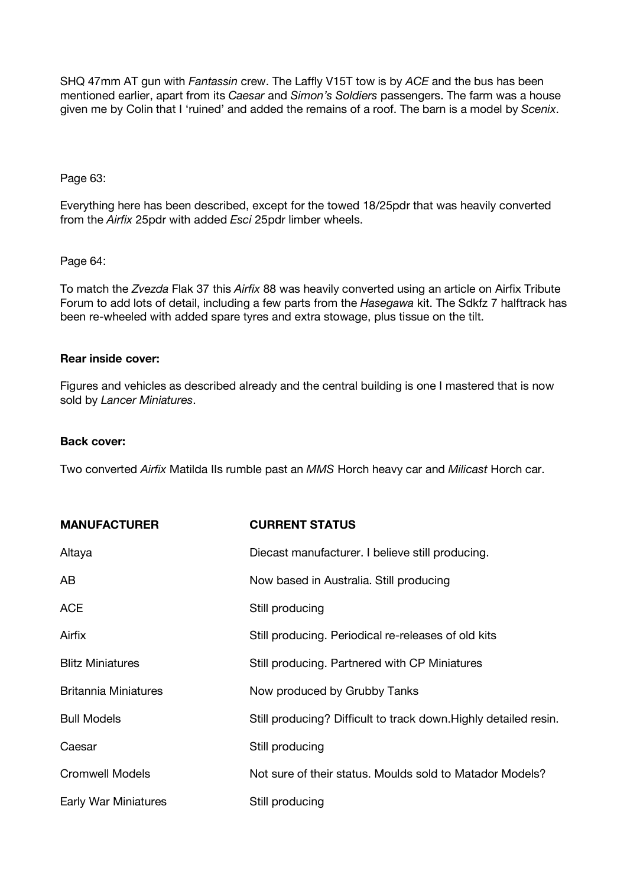SHQ 47mm AT gun with *Fantassin* crew. The Laffly V15T tow is by *ACE* and the bus has been mentioned earlier, apart from its *Caesar* and *Simon's Soldiers* passengers. The farm was a house given me by Colin that I 'ruined' and added the remains of a roof. The barn is a model by *Scenix*.

Page 63:

Everything here has been described, except for the towed 18/25pdr that was heavily converted from the *Airfix* 25pdr with added *Esci* 25pdr limber wheels.

Page 64:

To match the *Zvezda* Flak 37 this *Airfix* 88 was heavily converted using an article on Airfix Tribute Forum to add lots of detail, including a few parts from the *Hasegawa* kit. The Sdkfz 7 halftrack has been re-wheeled with added spare tyres and extra stowage, plus tissue on the tilt.

**Rear inside cover:**

Figures and vehicles as described already and the central building is one I mastered that is now sold by *Lancer Miniatures*.

**Back cover:**

Two converted *Airfix* Matilda IIs rumble past an *MMS* Horch heavy car and *Milicast* Horch car.

| **MANUFACTURER** | **CURRENT STATUS** |
|---|---|
| Altaya | Diecast manufacturer. I believe still producing. |
| AB | Now based in Australia. Still producing |
| ACE | Still producing |
| Airfix | Still producing. Periodical re-releases of old kits |
| Blitz Miniatures | Still producing. Partnered with CP Miniatures |
| Britannia Miniatures | Now produced by Grubby Tanks |
| Bull Models | Still producing? Difficult to track down.Highly detailed resin. |
| Caesar | Still producing |
| Cromwell Models | Not sure of their status. Moulds sold to Matador Models? |
| Early War Miniatures | Still producing |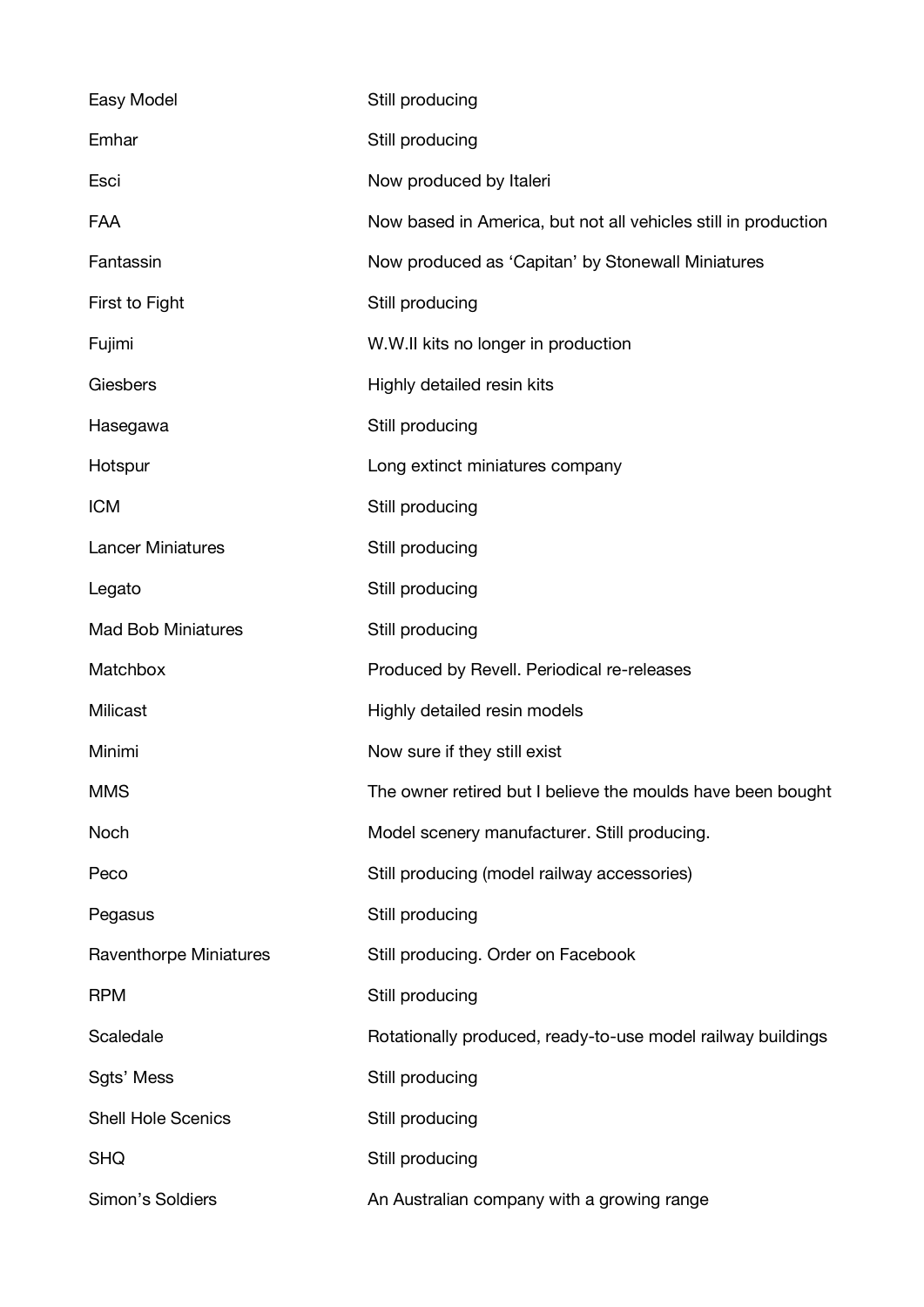| | |
|---|---|
| Easy Model | Still producing |
| Emhar | Still producing |
| Esci | Now produced by Italeri |
| FAA | Now based in America, but not all vehicles still in production |
| Fantassin | Now produced as 'Capitan' by Stonewall Miniatures |
| First to Fight | Still producing |
| Fujimi | W.W.II kits no longer in production |
| Giesbers | Highly detailed resin kits |
| Hasegawa | Still producing |
| Hotspur | Long extinct miniatures company |
| ICM | Still producing |
| Lancer Miniatures | Still producing |
| Legato | Still producing |
| Mad Bob Miniatures | Still producing |
| Matchbox | Produced by Revell. Periodical re-releases |
| Milicast | Highly detailed resin models |
| Minimi | Now sure if they still exist |
| MMS | The owner retired but I believe the moulds have been bought |
| Noch | Model scenery manufacturer. Still producing. |
| Peco | Still producing (model railway accessories) |
| Pegasus | Still producing |
| Raventhorpe Miniatures | Still producing. Order on Facebook |
| RPM | Still producing |
| Scaledale | Rotationally produced, ready-to-use model railway buildings |
| Sgts' Mess | Still producing |
| Shell Hole Scenics | Still producing |
| SHQ | Still producing |
| Simon's Soldiers | An Australian company with a growing range |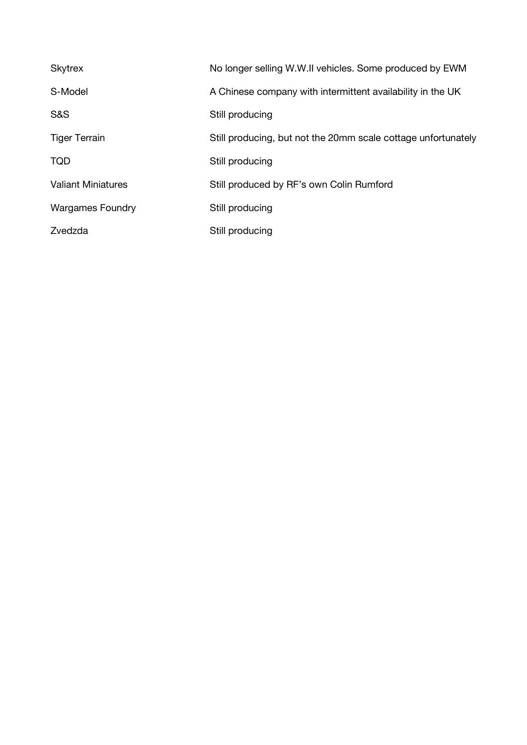| | |
|---|---|
| Skytrex | No longer selling W.W.II vehicles. Some produced by EWM |
| S-Model | A Chinese company with intermittent availability in the UK |
| S&S | Still producing |
| Tiger Terrain | Still producing, but not the 20mm scale cottage unfortunately |
| TQD | Still producing |
| Valiant Miniatures | Still produced by RF's own Colin Rumford |
| Wargames Foundry | Still producing |
| Zvedzda | Still producing |